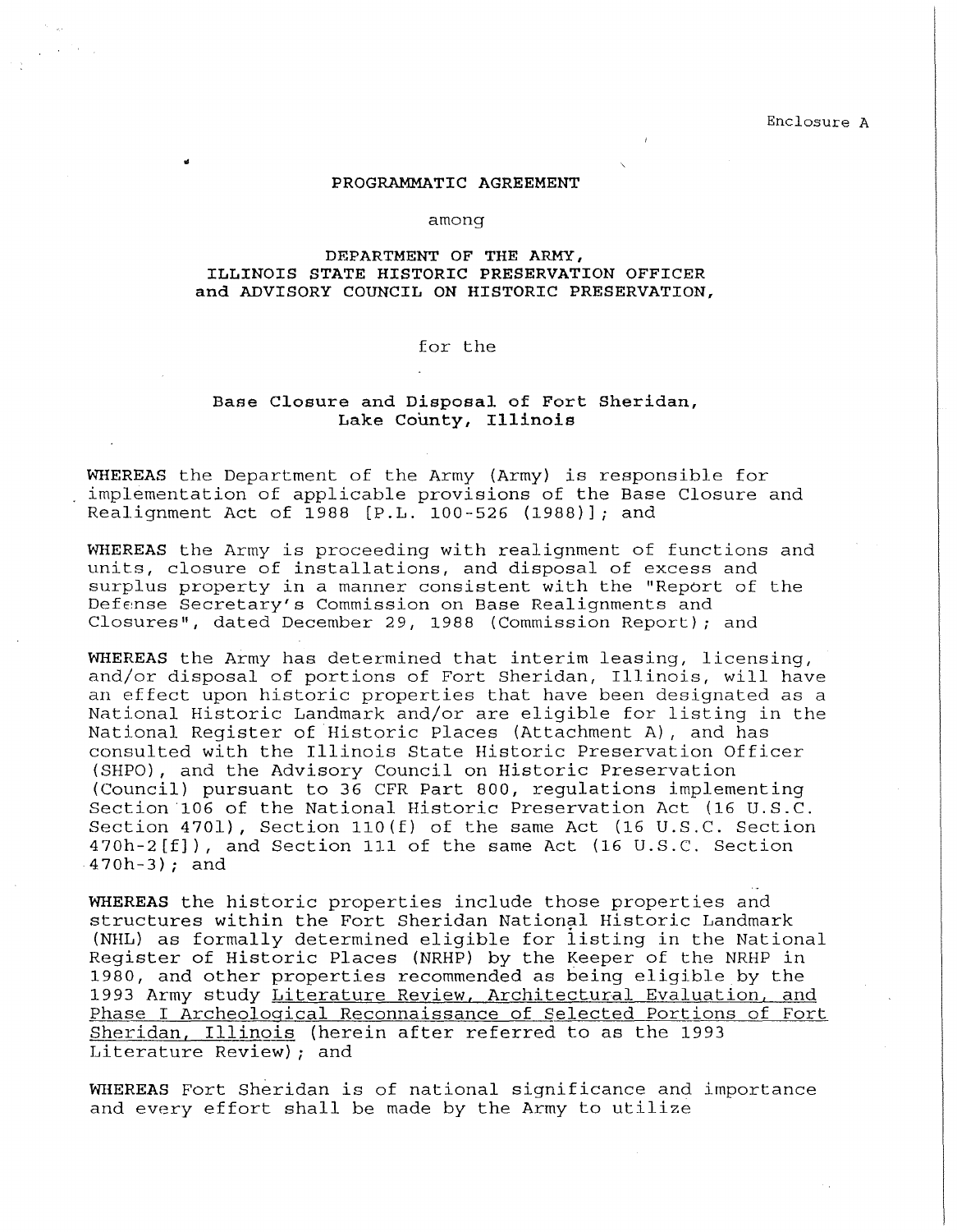Enclosure A

# PROGRAMMATIC AGREEMENT

among

## DEPARTMENT OF THE ARMY, ILLINOIS STATE HISTORIC PRESERVATION OFFICER and ADVISORY COUNCIL ON HISTORIC PRESERVATION,

for the

## Base Closure and Disposal of Fort Sheridan, Lake County, Illinois

**WHEREAS** the Department of the Army (Army) is responsible for implementation of applicable provisions of the Base Closure and Realignment Act of 1988 [P.L. 100-526 (1988)]; and

**WHEREAS** the Army is proceeding with realignment of functions and units, closure of installations, and disposal of excess and surplus property in a manner consistent with the "Report of the Defense Secretary's Commission on Base Realignments and Closures", dated December 29, 1988 (Commission Report); and

**WHEREAS** the Army has determined that interim leasing, licensing, and/or disposal of portions of Fort Sheridan, Illinois, will have an effect upon historic properties that have been designated as a National Historic Landmark and/or are eligible for listing in the National Register of Historic Places (Attachment A), and has consulted with the Illinois State Historic Preservation Officer (SHPO), and the Advisory Council on Historic Preservation (Council) pursuant to 36 CFR Part 800, regulations implementing Section 106 of the National Historic Preservation Act (16 U.S.C. Section 470l), Section 110(f) of the same Act (16 U.S.C. Section 470h-2[f]), and Section 111 of the same Act (16 U.S.C. Section 470h-3); and

**WHEREAS** the historic properties include those properties and structures within the Fort Sheridan National Historic Landmark (NHL) as formally determined eligible for listing in the National Register of Historic Places (NRHP) by the Keeper of the NRHP in 1980, and other properties recommended as being eligible by the 1993 Army study <u>Literature Review, Architectural Evaluation, and Phase I Archeological Reconnaissance of Selected Portions of Fort Sheridan, Illinois</u> (herein after referred to as the 1993 Literature Review); and

**WHEREAS** Fort Sheridan is of national significance and importance and every effort shall be made by the Army to utilize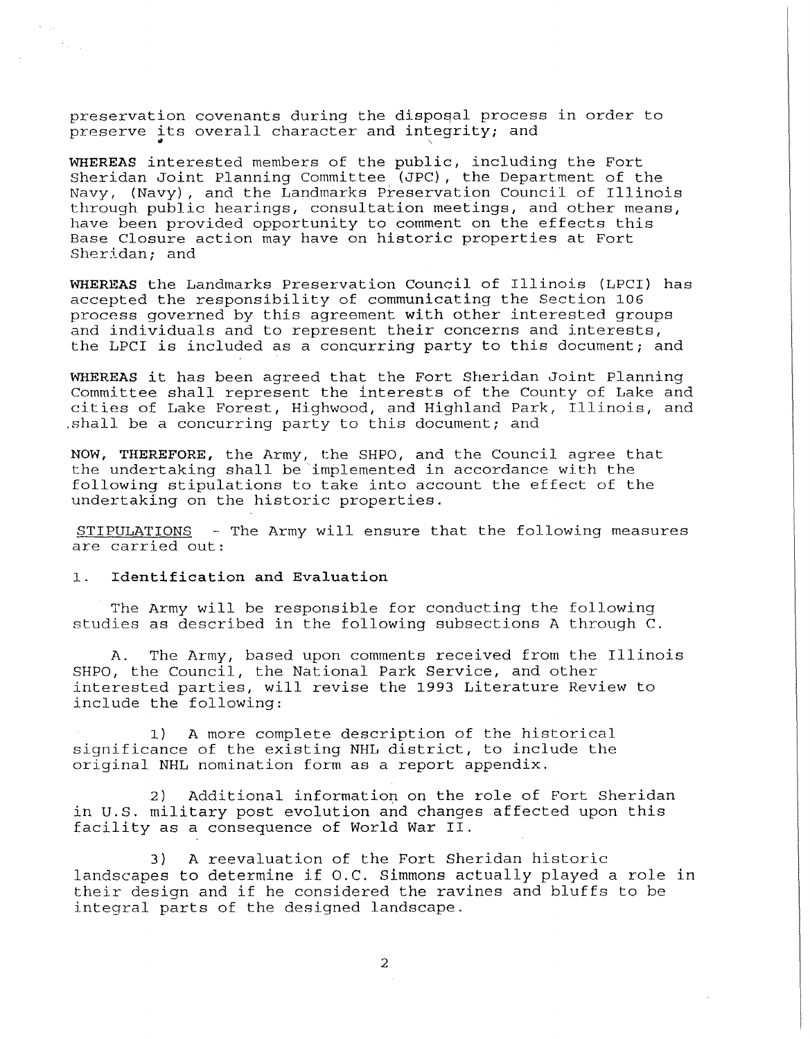preservation covenants during the disposal process in order to preserve its overall character and integrity; and

**WHEREAS** interested members of the public, including the Fort Sheridan Joint Planning Committee (JPC), the Department of the Navy, (Navy), and the Landmarks Preservation Council of Illinois through public hearings, consultation meetings, and other means, have been provided opportunity to comment on the effects this Base Closure action may have on historic properties at Fort Sheridan; and

**WHEREAS** the Landmarks Preservation Council of Illinois (LPCI) has accepted the responsibility of communicating the Section 106 process governed by this agreement with other interested groups and individuals and to represent their concerns and interests, the LPCI is included as a concurring party to this document; and

**WHEREAS** it has been agreed that the Fort Sheridan Joint Planning Committee shall represent the interests of the County of Lake and cities of Lake Forest, Highwood, and Highland Park, Illinois, and shall be a concurring party to this document; and

**NOW, THEREFORE,** the Army, the SHPO, and the Council agree that the undertaking shall be implemented in accordance with the following stipulations to take into account the effect of the undertaking on the historic properties.

STIPULATIONS - The Army will ensure that the following measures are carried out:

1. **Identification and Evaluation**

The Army will be responsible for conducting the following studies as described in the following subsections A through C.

A. The Army, based upon comments received from the Illinois SHPO, the Council, the National Park Service, and other interested parties, will revise the 1993 Literature Review to include the following:

1) A more complete description of the historical significance of the existing NHL district, to include the original NHL nomination form as a report appendix.

2) Additional information on the role of Fort Sheridan in U.S. military post evolution and changes affected upon this facility as a consequence of World War II.

3) A reevaluation of the Fort Sheridan historic landscapes to determine if O.C. Simmons actually played a role in their design and if he considered the ravines and bluffs to be integral parts of the designed landscape.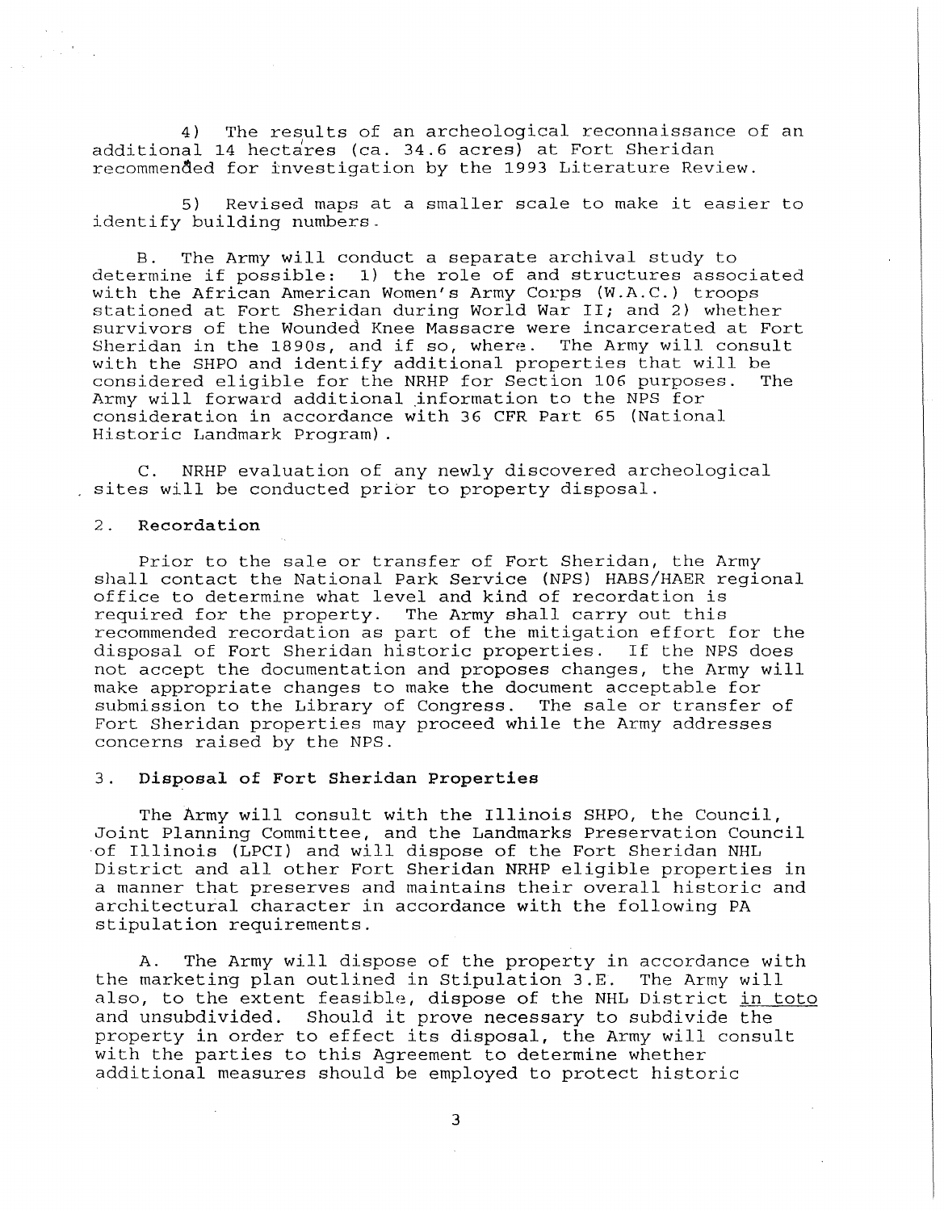4) The results of an archeological reconnaissance of an additional 14 hectares (ca. 34.6 acres) at Fort Sheridan recommended for investigation by the 1993 Literature Review.

5) Revised maps at a smaller scale to make it easier to identify building numbers.

B. The Army will conduct a separate archival study to determine if possible: 1) the role of and structures associated with the African American Women's Army Corps (W.A.C.) troops stationed at Fort Sheridan during World War II; and 2) whether survivors of the Wounded Knee Massacre were incarcerated at Fort Sheridan in the 1890s, and if so, where. The Army will consult with the SHPO and identify additional properties that will be considered eligible for the NRHP for Section 106 purposes. The Army will forward additional information to the NPS for consideration in accordance with 36 CFR Part 65 (National Historic Landmark Program).

C. NRHP evaluation of any newly discovered archeological sites will be conducted prior to property disposal.

2. **Recordation**

Prior to the sale or transfer of Fort Sheridan, the Army shall contact the National Park Service (NPS) HABS/HAER regional office to determine what level and kind of recordation is required for the property. The Army shall carry out this recommended recordation as part of the mitigation effort for the disposal of Fort Sheridan historic properties. If the NPS does not accept the documentation and proposes changes, the Army will make appropriate changes to make the document acceptable for submission to the Library of Congress. The sale or transfer of Fort Sheridan properties may proceed while the Army addresses concerns raised by the NPS.

3. **Disposal of Fort Sheridan Properties**

The Army will consult with the Illinois SHPO, the Council, Joint Planning Committee, and the Landmarks Preservation Council of Illinois (LPCI) and will dispose of the Fort Sheridan NHL District and all other Fort Sheridan NRHP eligible properties in a manner that preserves and maintains their overall historic and architectural character in accordance with the following PA stipulation requirements.

A. The Army will dispose of the property in accordance with the marketing plan outlined in Stipulation 3.E. The Army will also, to the extent feasible, dispose of the NHL District in toto and unsubdivided. Should it prove necessary to subdivide the property in order to effect its disposal, the Army will consult with the parties to this Agreement to determine whether additional measures should be employed to protect historic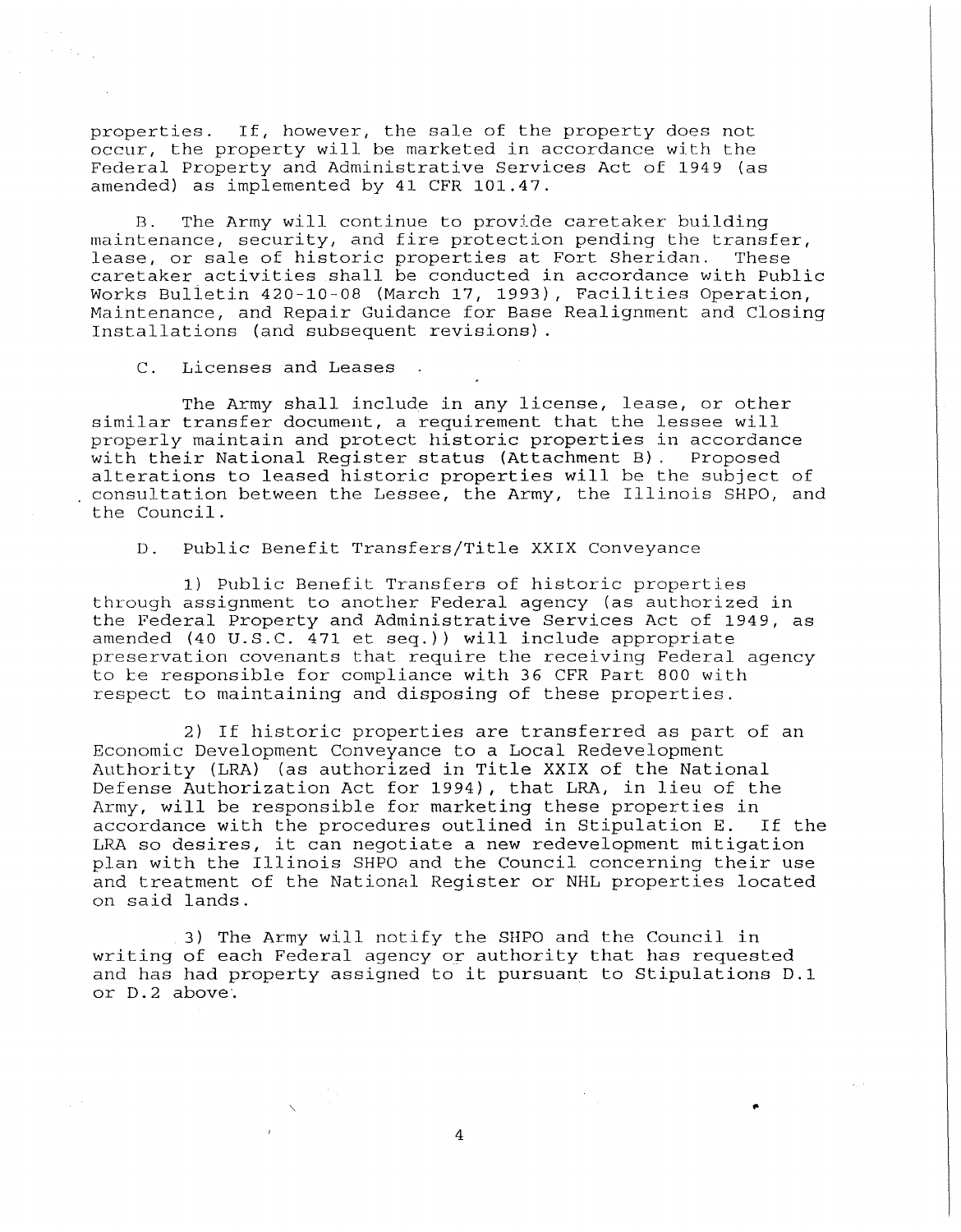properties. If, however, the sale of the property does not occur, the property will be marketed in accordance with the Federal Property and Administrative Services Act of 1949 (as amended) as implemented by 41 CFR 101.47.

B. The Army will continue to provide caretaker building maintenance, security, and fire protection pending the transfer, lease, or sale of historic properties at Fort Sheridan. These caretaker activities shall be conducted in accordance with Public Works Bulletin 420-10-08 (March 17, 1993), Facilities Operation, Maintenance, and Repair Guidance for Base Realignment and Closing Installations (and subsequent revisions).

C. Licenses and Leases

The Army shall include in any license, lease, or other similar transfer document, a requirement that the lessee will properly maintain and protect historic properties in accordance with their National Register status (Attachment B). Proposed alterations to leased historic properties will be the subject of consultation between the Lessee, the Army, the Illinois SHPO, and the Council.

D. Public Benefit Transfers/Title XXIX Conveyance

1) Public Benefit Transfers of historic properties through assignment to another Federal agency (as authorized in the Federal Property and Administrative Services Act of 1949, as amended (40 U.S.C. 471 et seq.)) will include appropriate preservation covenants that require the receiving Federal agency to be responsible for compliance with 36 CFR Part 800 with respect to maintaining and disposing of these properties.

2) If historic properties are transferred as part of an Economic Development Conveyance to a Local Redevelopment Authority (LRA) (as authorized in Title XXIX of the National Defense Authorization Act for 1994), that LRA, in lieu of the Army, will be responsible for marketing these properties in accordance with the procedures outlined in Stipulation E. If the LRA so desires, it can negotiate a new redevelopment mitigation plan with the Illinois SHPO and the Council concerning their use and treatment of the National Register or NHL properties located on said lands.

3) The Army will notify the SHPO and the Council in writing of each Federal agency or authority that has requested and has had property assigned to it pursuant to Stipulations D.1 or D.2 above.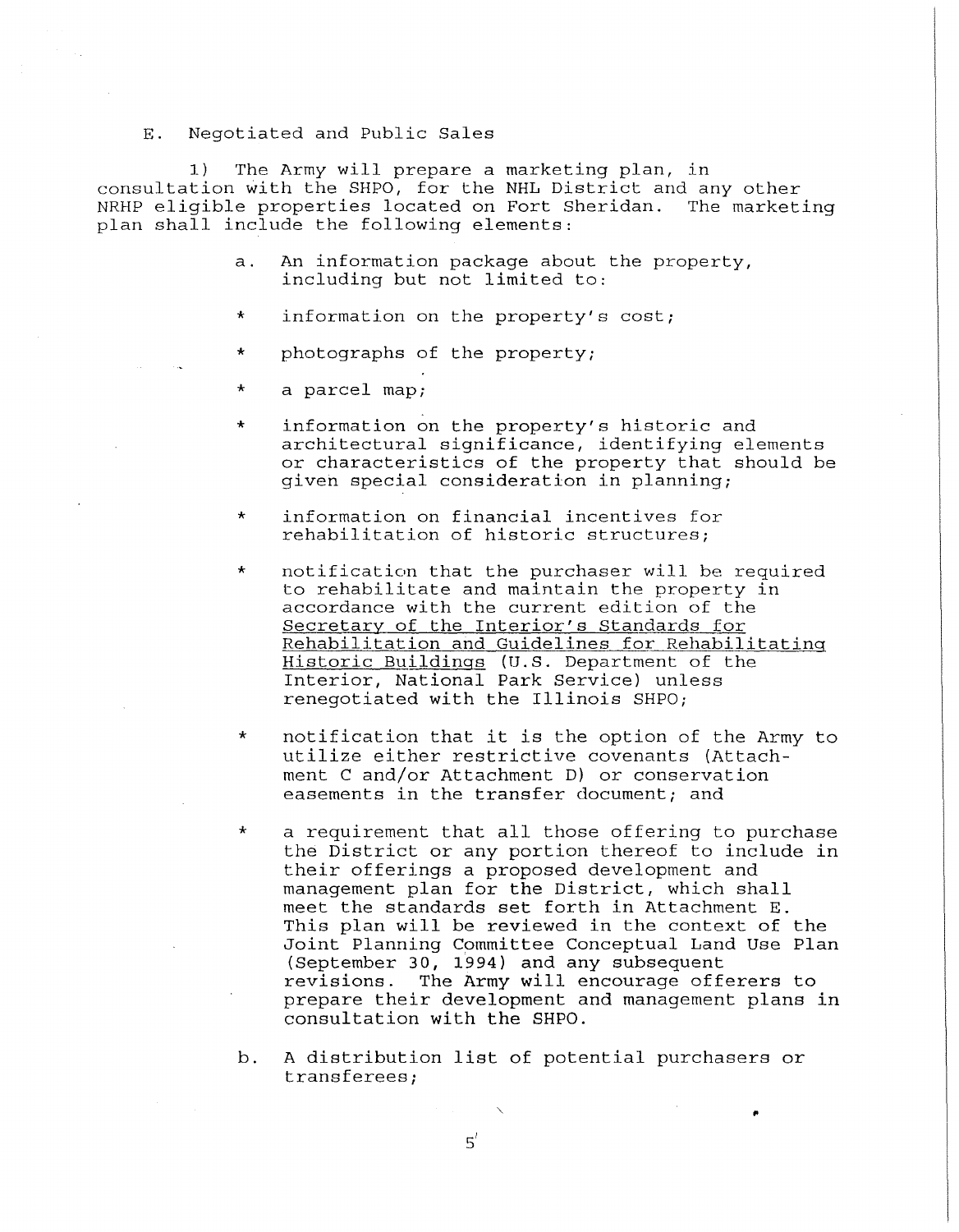E. Negotiated and Public Sales

1) The Army will prepare a marketing plan, in consultation with the SHPO, for the NHL District and any other NRHP eligible properties located on Fort Sheridan. The marketing plan shall include the following elements:

a. An information package about the property, including but not limited to:

* information on the property's cost;
* photographs of the property;
* a parcel map;
* information on the property's historic and architectural significance, identifying elements or characteristics of the property that should be given special consideration in planning;
* information on financial incentives for rehabilitation of historic structures;
* notification that the purchaser will be required to rehabilitate and maintain the property in accordance with the current edition of the <u>Secretary of the Interior's Standards for Rehabilitation and Guidelines for Rehabilitating Historic Buildings</u> (U.S. Department of the Interior, National Park Service) unless renegotiated with the Illinois SHPO;
* notification that it is the option of the Army to utilize either restrictive covenants (Attachment C and/or Attachment D) or conservation easements in the transfer document; and
* a requirement that all those offering to purchase the District or any portion thereof to include in their offerings a proposed development and management plan for the District, which shall meet the standards set forth in Attachment E. This plan will be reviewed in the context of the Joint Planning Committee Conceptual Land Use Plan (September 30, 1994) and any subsequent revisions. The Army will encourage offerers to prepare their development and management plans in consultation with the SHPO.

b. A distribution list of potential purchasers or transferees;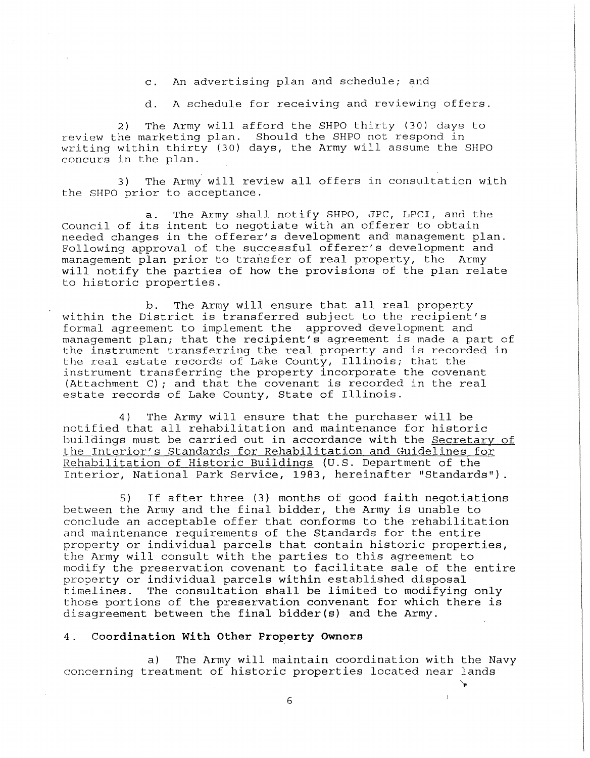c. An advertising plan and schedule; and

d. A schedule for receiving and reviewing offers.

2) The Army will afford the SHPO thirty (30) days to review the marketing plan. Should the SHPO not respond in writing within thirty (30) days, the Army will assume the SHPO concurs in the plan.

3) The Army will review all offers in consultation with the SHPO prior to acceptance.

a. The Army shall notify SHPO, JPC, LPCI, and the Council of its intent to negotiate with an offerer to obtain needed changes in the offerer's development and management plan. Following approval of the successful offerer's development and management plan prior to transfer of real property, the Army will notify the parties of how the provisions of the plan relate to historic properties.

b. The Army will ensure that all real property within the District is transferred subject to the recipient's formal agreement to implement the approved development and management plan; that the recipient's agreement is made a part of the instrument transferring the real property and is recorded in the real estate records of Lake County, Illinois; that the instrument transferring the property incorporate the covenant (Attachment C); and that the covenant is recorded in the real estate records of Lake County, State of Illinois.

4) The Army will ensure that the purchaser will be notified that all rehabilitation and maintenance for historic buildings must be carried out in accordance with the <u>Secretary of the Interior's Standards for Rehabilitation and Guidelines for Rehabilitation of Historic Buildings</u> (U.S. Department of the Interior, National Park Service, 1983, hereinafter "Standards").

5) If after three (3) months of good faith negotiations between the Army and the final bidder, the Army is unable to conclude an acceptable offer that conforms to the rehabilitation and maintenance requirements of the Standards for the entire property or individual parcels that contain historic properties, the Army will consult with the parties to this agreement to modify the preservation covenant to facilitate sale of the entire property or individual parcels within established disposal timelines. The consultation shall be limited to modifying only those portions of the preservation convenant for which there is disagreement between the final bidder(s) and the Army.

4. **Coordination With Other Property Owners**

a) The Army will maintain coordination with the Navy concerning treatment of historic properties located near lands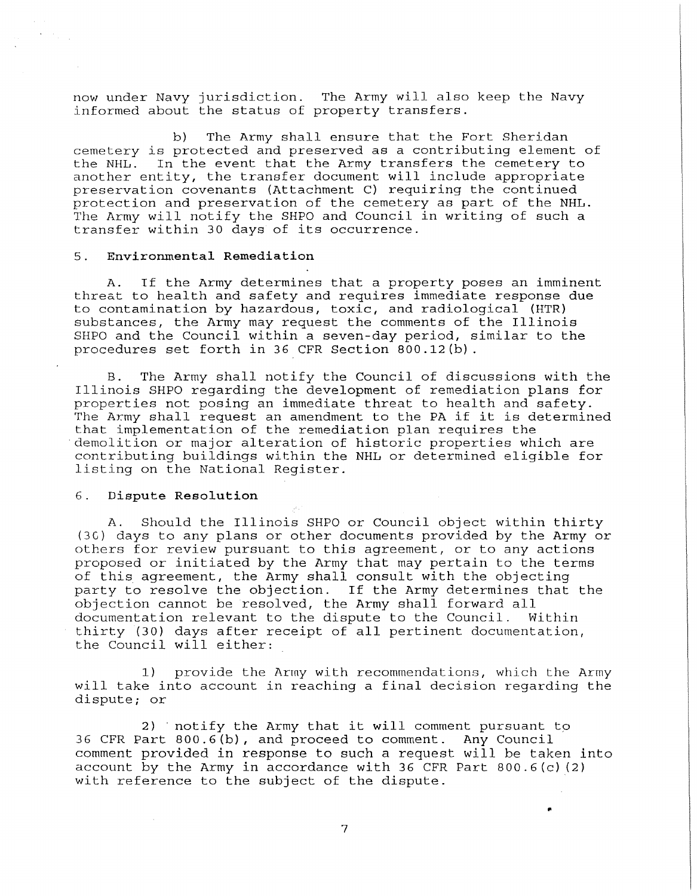now under Navy jurisdiction. The Army will also keep the Navy informed about the status of property transfers.

b) The Army shall ensure that the Fort Sheridan cemetery is protected and preserved as a contributing element of the NHL. In the event that the Army transfers the cemetery to another entity, the transfer document will include appropriate preservation covenants (Attachment C) requiring the continued protection and preservation of the cemetery as part of the NHL. The Army will notify the SHPO and Council in writing of such a transfer within 30 days of its occurrence.

## 5. Environmental Remediation

A. If the Army determines that a property poses an imminent threat to health and safety and requires immediate response due to contamination by hazardous, toxic, and radiological (HTR) substances, the Army may request the comments of the Illinois SHPO and the Council within a seven-day period, similar to the procedures set forth in 36 CFR Section 800.12(b).

B. The Army shall notify the Council of discussions with the Illinois SHPO regarding the development of remediation plans for properties not posing an immediate threat to health and safety. The Army shall request an amendment to the PA if it is determined that implementation of the remediation plan requires the demolition or major alteration of historic properties which are contributing buildings within the NHL or determined eligible for listing on the National Register.

## 6. Dispute Resolution

A. Should the Illinois SHPO or Council object within thirty (30) days to any plans or other documents provided by the Army or others for review pursuant to this agreement, or to any actions proposed or initiated by the Army that may pertain to the terms of this agreement, the Army shall consult with the objecting party to resolve the objection. If the Army determines that the objection cannot be resolved, the Army shall forward all documentation relevant to the dispute to the Council. Within thirty (30) days after receipt of all pertinent documentation, the Council will either:

1) provide the Army with recommendations, which the Army will take into account in reaching a final decision regarding the dispute; or

2) notify the Army that it will comment pursuant to 36 CFR Part 800.6(b), and proceed to comment. Any Council comment provided in response to such a request will be taken into account by the Army in accordance with 36 CFR Part 800.6(c)(2) with reference to the subject of the dispute.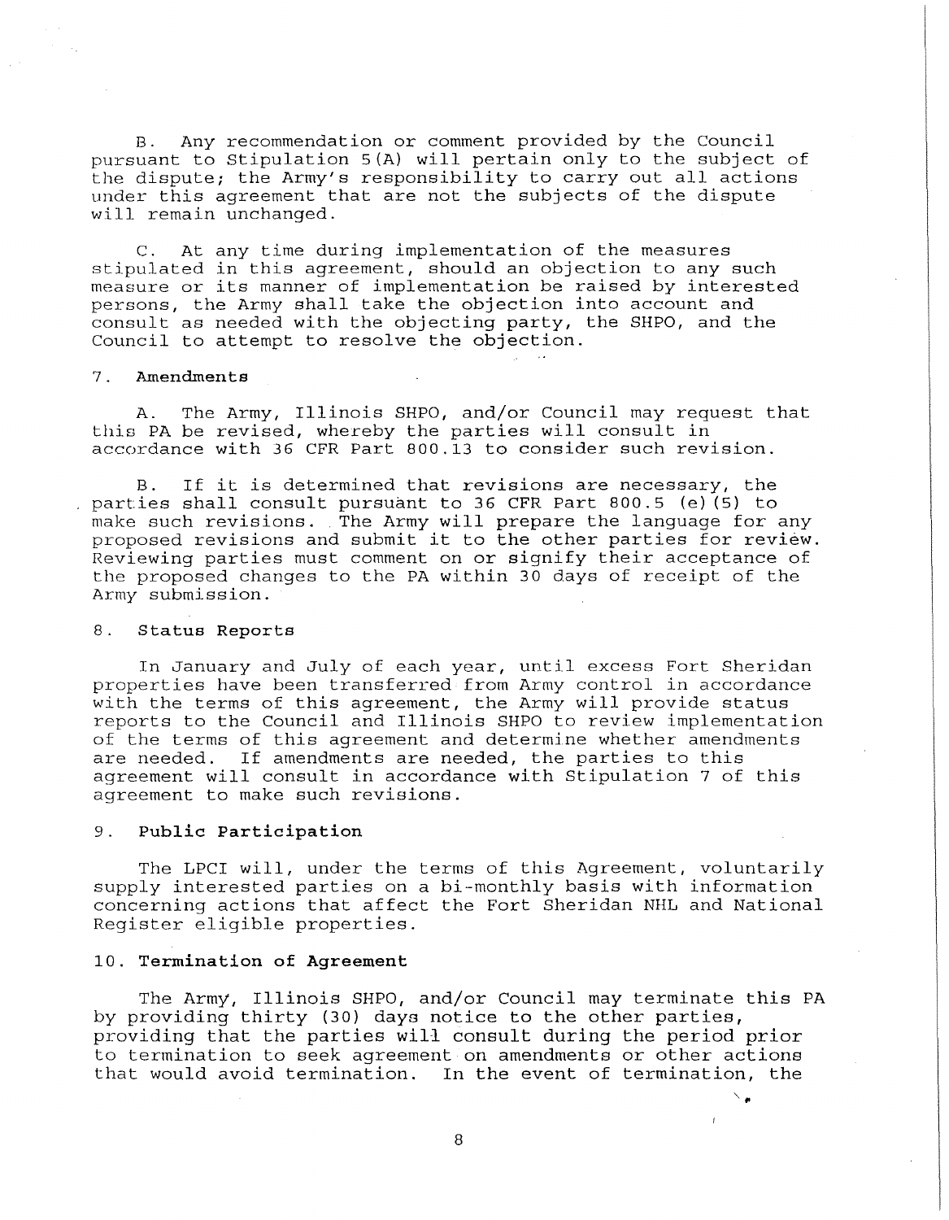B. Any recommendation or comment provided by the Council pursuant to Stipulation 5(A) will pertain only to the subject of the dispute; the Army's responsibility to carry out all actions under this agreement that are not the subjects of the dispute will remain unchanged.

C. At any time during implementation of the measures stipulated in this agreement, should an objection to any such measure or its manner of implementation be raised by interested persons, the Army shall take the objection into account and consult as needed with the objecting party, the SHPO, and the Council to attempt to resolve the objection.

7. **Amendments**

A. The Army, Illinois SHPO, and/or Council may request that this PA be revised, whereby the parties will consult in accordance with 36 CFR Part 800.13 to consider such revision.

B. If it is determined that revisions are necessary, the parties shall consult pursuant to 36 CFR Part 800.5 (e)(5) to make such revisions. The Army will prepare the language for any proposed revisions and submit it to the other parties for review. Reviewing parties must comment on or signify their acceptance of the proposed changes to the PA within 30 days of receipt of the Army submission.

8. **Status Reports**

In January and July of each year, until excess Fort Sheridan properties have been transferred from Army control in accordance with the terms of this agreement, the Army will provide status reports to the Council and Illinois SHPO to review implementation of the terms of this agreement and determine whether amendments are needed. If amendments are needed, the parties to this agreement will consult in accordance with Stipulation 7 of this agreement to make such revisions.

9. **Public Participation**

The LPCI will, under the terms of this Agreement, voluntarily supply interested parties on a bi-monthly basis with information concerning actions that affect the Fort Sheridan NHL and National Register eligible properties.

10. **Termination of Agreement**

The Army, Illinois SHPO, and/or Council may terminate this PA by providing thirty (30) days notice to the other parties, providing that the parties will consult during the period prior to termination to seek agreement on amendments or other actions that would avoid termination. In the event of termination, the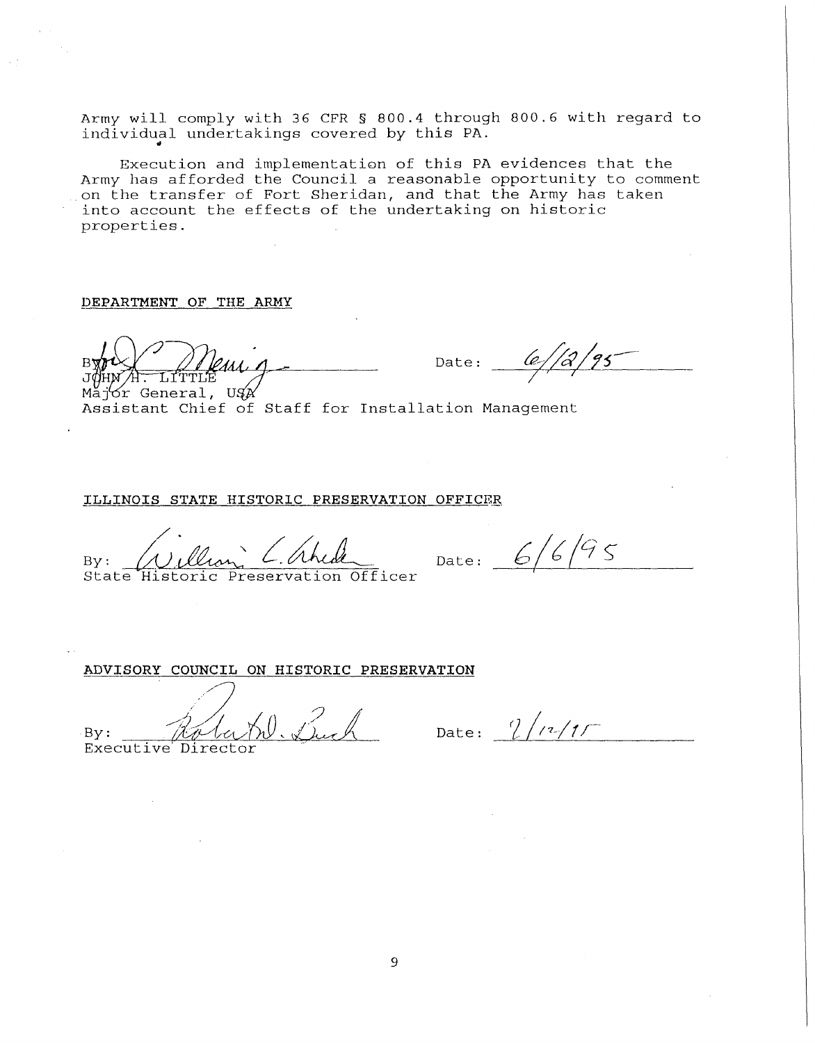Army will comply with 36 CFR § 800.4 through 800.6 with regard to individual undertakings covered by this PA.

Execution and implementation of this PA evidences that the Army has afforded the Council a reasonable opportunity to comment on the transfer of Fort Sheridan, and that the Army has taken into account the effects of the undertaking on historic properties.

DEPARTMENT OF THE ARMY

By: _______________ Date: 6/12/95
JOHN H. LITTLE
Major General, USA
Assistant Chief of Staff for Installation Management

ILLINOIS STATE HISTORIC PRESERVATION OFFICER

By: _______________ Date: 6/6/95
State Historic Preservation Officer

ADVISORY COUNCIL ON HISTORIC PRESERVATION

By: _______________ Date: 7/12/95
Executive Director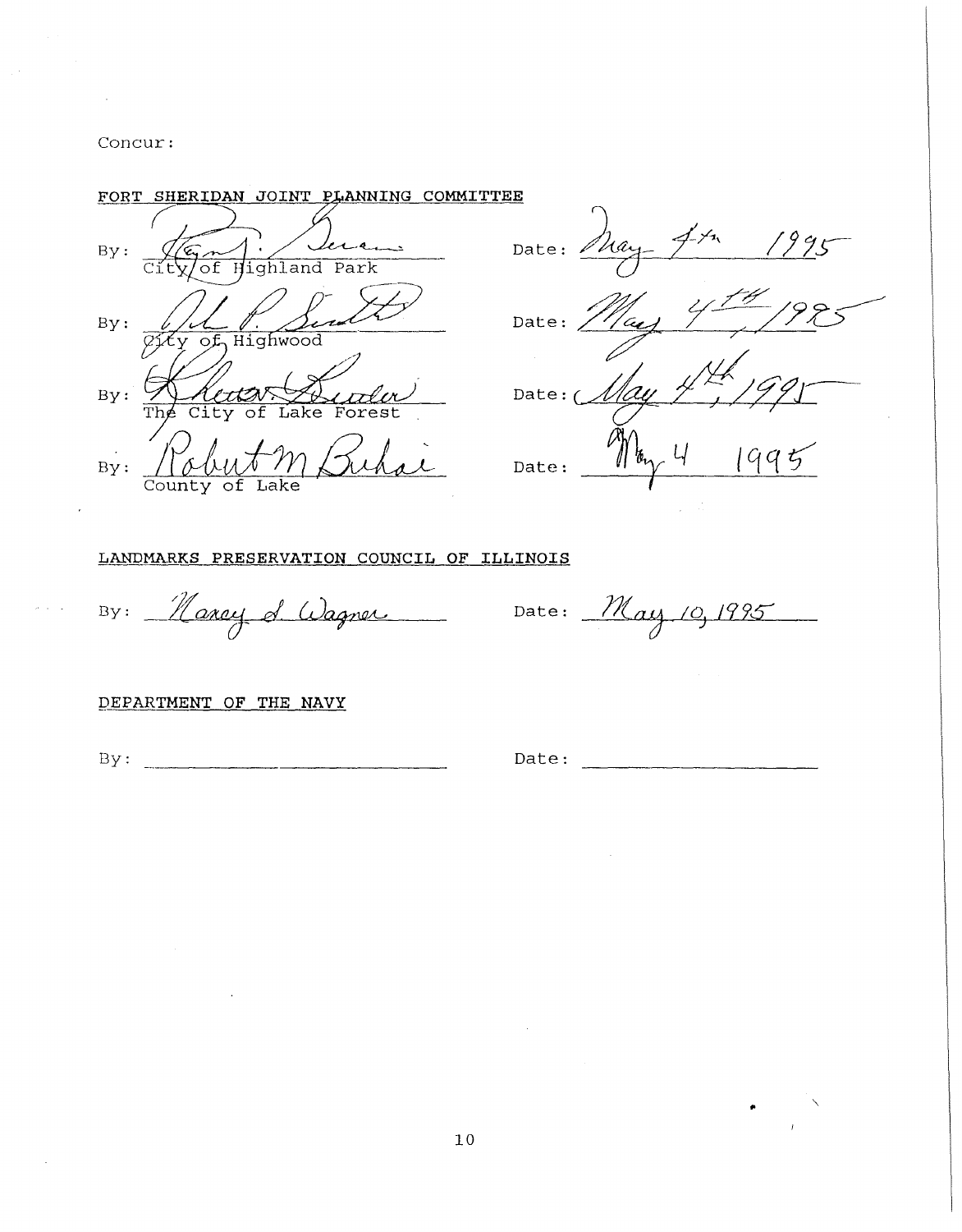Concur:

FORT SHERIDAN JOINT PLANNING COMMITTEE

By: _______________ Date: May 4th 1995
City of Highland Park

By: _______________ Date: May 4th, 1995
City of Highwood

By: _______________ Date: May 4th, 1995
The City of Lake Forest

By: Robert M Buhai Date: May 4 1995
County of Lake

LANDMARKS PRESERVATION COUNCIL OF ILLINOIS

By: Nancy S. Wagner Date: May 10, 1995

DEPARTMENT OF THE NAVY

By: _______________ Date: _______________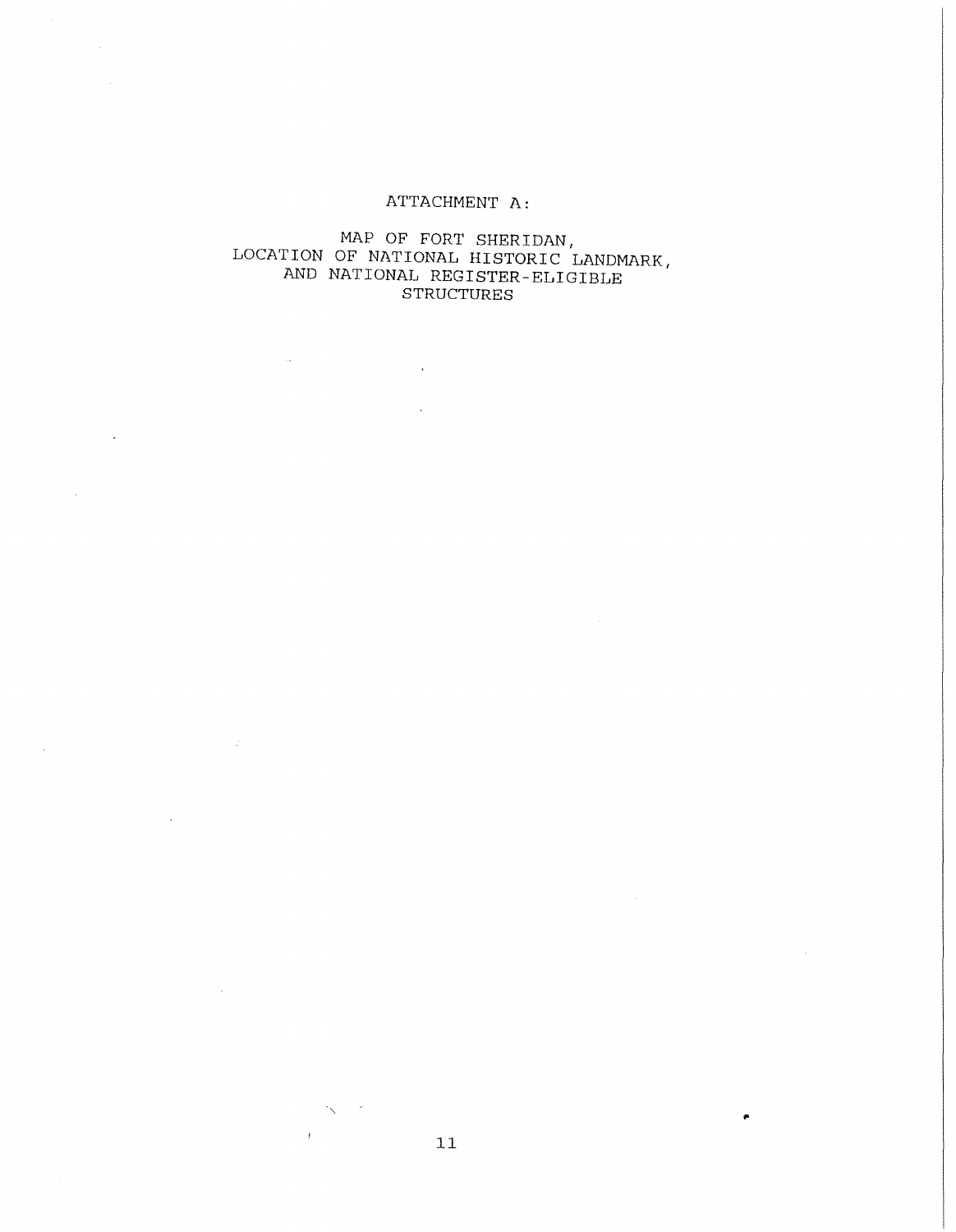# ATTACHMENT A:

## MAP OF FORT SHERIDAN, LOCATION OF NATIONAL HISTORIC LANDMARK, AND NATIONAL REGISTER-ELIGIBLE STRUCTURES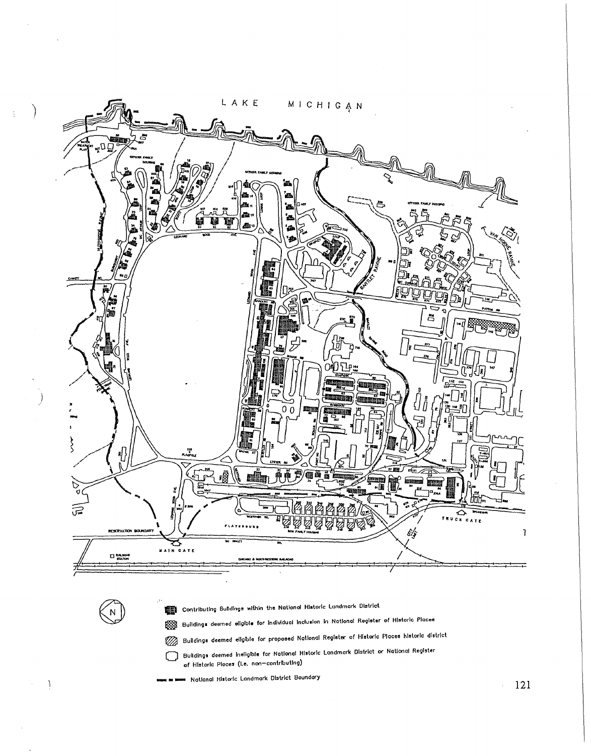LAKE MICHIGAN

Contributing Buildings within the National Historic Landmark District

Buildings deemed eligible for individual inclusion in National Register of Historic Places

Buildings deemed eligible for proposed National Register of Historic Places historic district

Buildings deemed ineligible for National Historic Landmark District or National Register of Historic Places (i.e. non-contributing)

National Historic Landmark District Boundary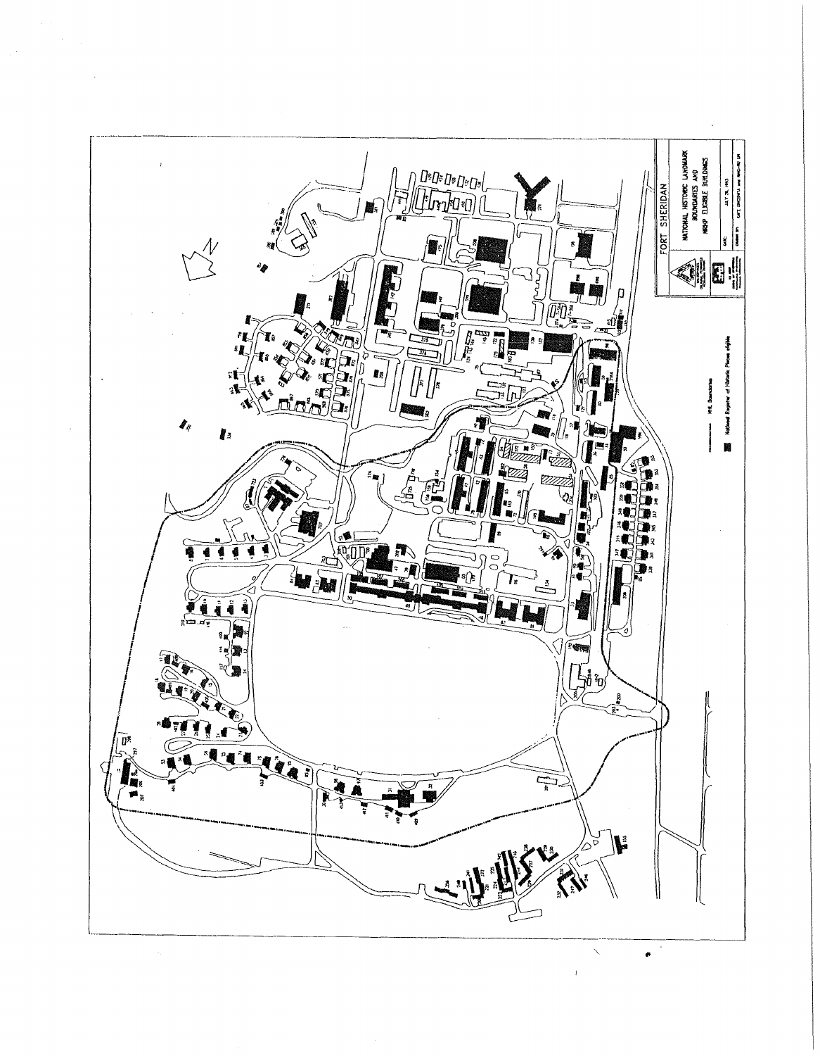FORT SHERIDAN

NATIONAL HISTORIC LANDMARK BOUNDARIES AND NRHP ELIGIBLE BUILDINGS

DATE: JULY 26, 1993

NHL Boundaries

National Register of Historic Places eligible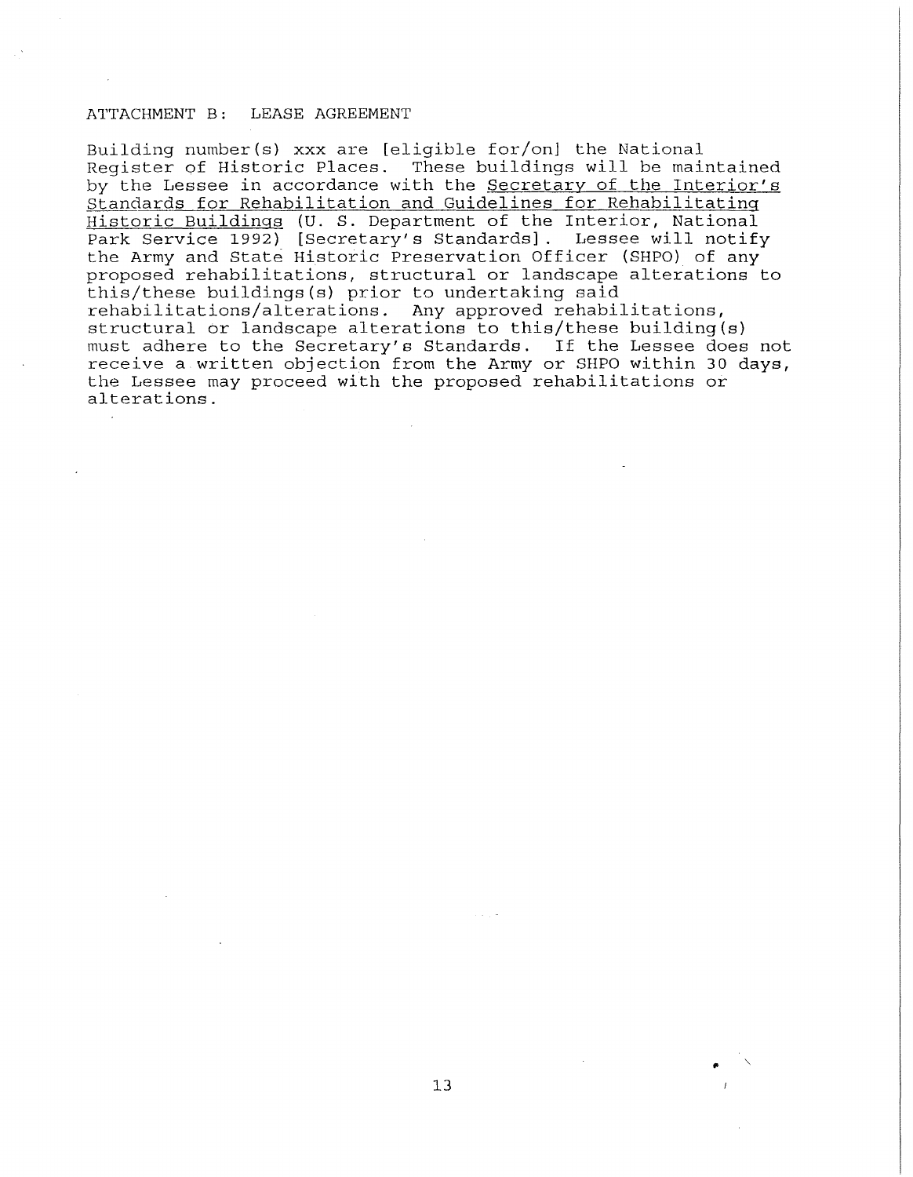ATTACHMENT B: LEASE AGREEMENT

Building number(s) xxx are [eligible for/on] the National Register of Historic Places. These buildings will be maintained by the Lessee in accordance with the Secretary of the Interior's Standards for Rehabilitation and Guidelines for Rehabilitating Historic Buildings (U. S. Department of the Interior, National Park Service 1992) [Secretary's Standards]. Lessee will notify the Army and State Historic Preservation Officer (SHPO) of any proposed rehabilitations, structural or landscape alterations to this/these buildings(s) prior to undertaking said rehabilitations/alterations. Any approved rehabilitations, structural or landscape alterations to this/these building(s) must adhere to the Secretary's Standards. If the Lessee does not receive a written objection from the Army or SHPO within 30 days, the Lessee may proceed with the proposed rehabilitations or alterations.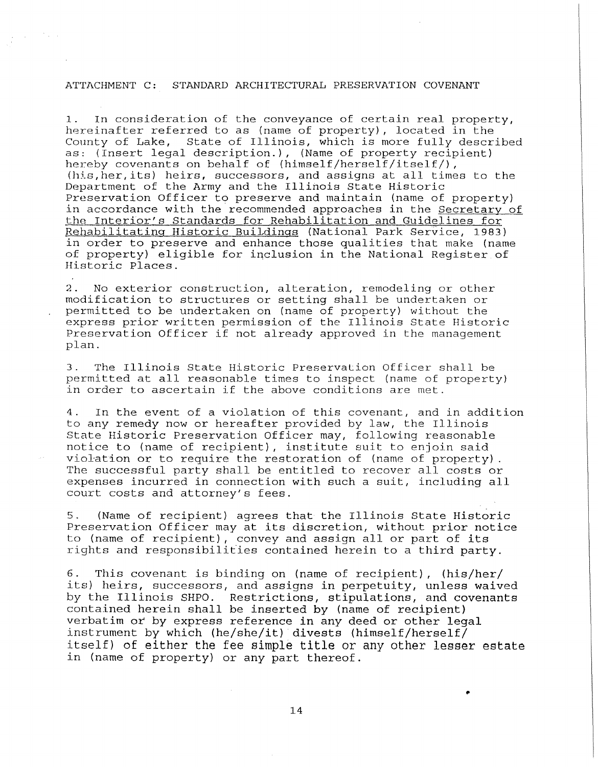ATTACHMENT C: STANDARD ARCHITECTURAL PRESERVATION COVENANT

1. In consideration of the conveyance of certain real property, hereinafter referred to as (name of property), located in the County of Lake, State of Illinois, which is more fully described as: (Insert legal description.), (Name of property recipient) hereby covenants on behalf of (himself/herself/itself/), (his,her,its) heirs, successors, and assigns at all times to the Department of the Army and the Illinois State Historic Preservation Officer to preserve and maintain (name of property) in accordance with the recommended approaches in the Secretary of the Interior's Standards for Rehabilitation and Guidelines for Rehabilitating Historic Buildings (National Park Service, 1983) in order to preserve and enhance those qualities that make (name of property) eligible for inclusion in the National Register of Historic Places.

2. No exterior construction, alteration, remodeling or other modification to structures or setting shall be undertaken or permitted to be undertaken on (name of property) without the express prior written permission of the Illinois State Historic Preservation Officer if not already approved in the management plan.

3. The Illinois State Historic Preservation Officer shall be permitted at all reasonable times to inspect (name of property) in order to ascertain if the above conditions are met.

4. In the event of a violation of this covenant, and in addition to any remedy now or hereafter provided by law, the Illinois State Historic Preservation Officer may, following reasonable notice to (name of recipient), institute suit to enjoin said violation or to require the restoration of (name of property). The successful party shall be entitled to recover all costs or expenses incurred in connection with such a suit, including all court costs and attorney's fees.

5. (Name of recipient) agrees that the Illinois State Historic Preservation Officer may at its discretion, without prior notice to (name of recipient), convey and assign all or part of its rights and responsibilities contained herein to a third party.

6. This covenant is binding on (name of recipient), (his/her/its) heirs, successors, and assigns in perpetuity, unless waived by the Illinois SHPO. Restrictions, stipulations, and covenants contained herein shall be inserted by (name of recipient) verbatim or by express reference in any deed or other legal instrument by which (he/she/it) divests (himself/herself/itself) of either the fee simple title or any other lesser estate in (name of property) or any part thereof.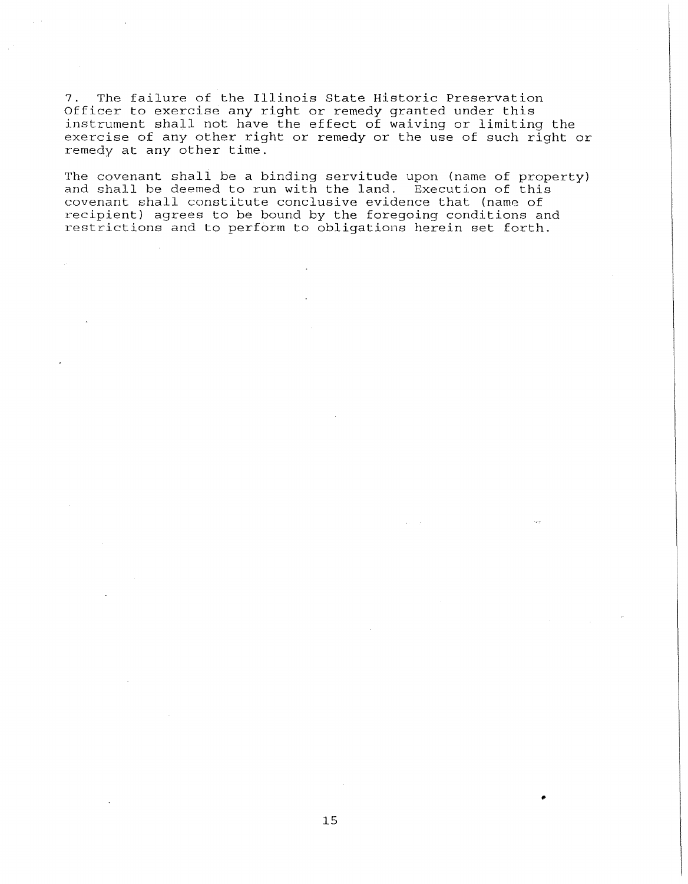7. The failure of the Illinois State Historic Preservation Officer to exercise any right or remedy granted under this instrument shall not have the effect of waiving or limiting the exercise of any other right or remedy or the use of such right or remedy at any other time.

The covenant shall be a binding servitude upon (name of property) and shall be deemed to run with the land. Execution of this covenant shall constitute conclusive evidence that (name of recipient) agrees to be bound by the foregoing conditions and restrictions and to perform to obligations herein set forth.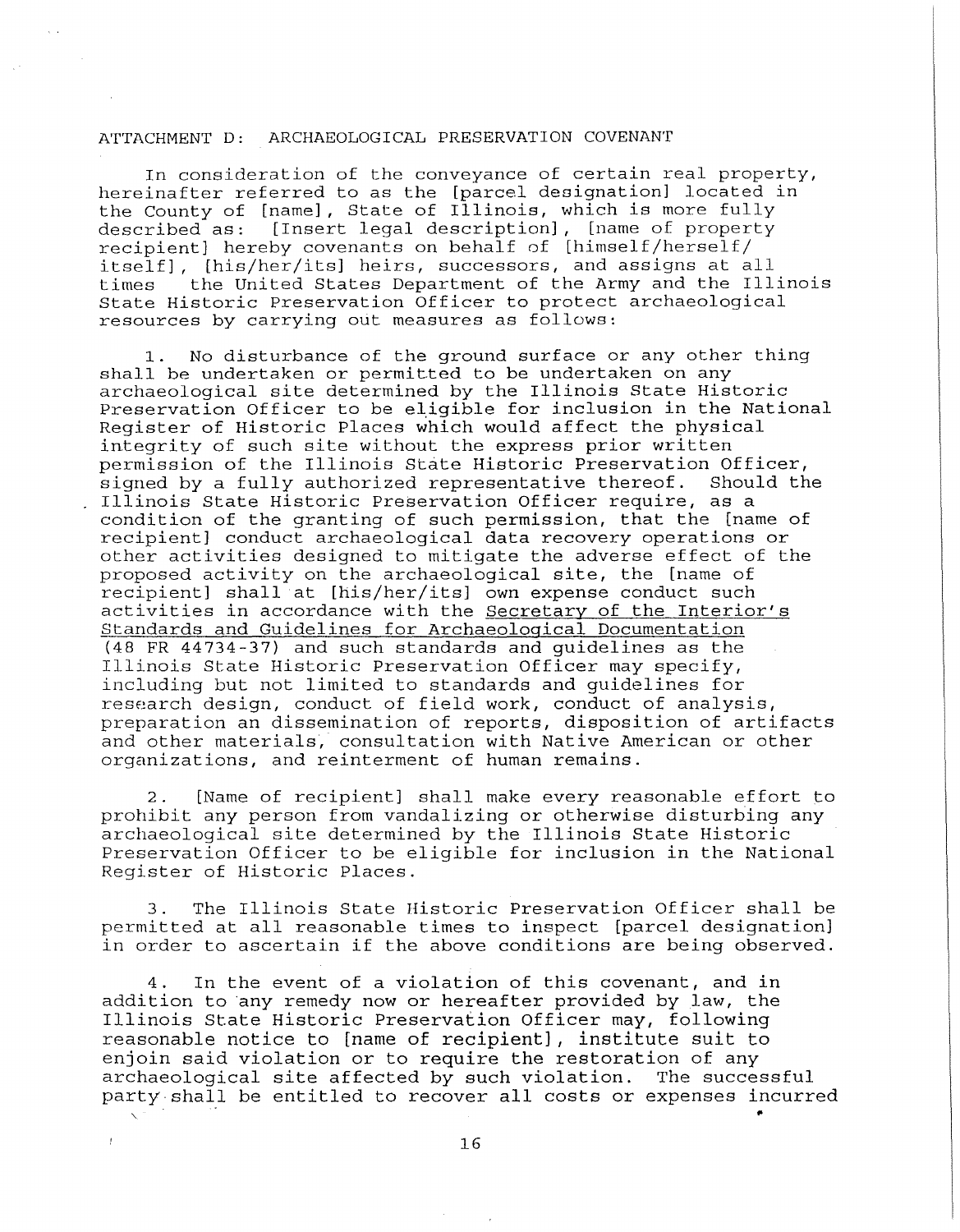ATTACHMENT D: ARCHAEOLOGICAL PRESERVATION COVENANT

In consideration of the conveyance of certain real property, hereinafter referred to as the [parcel designation] located in the County of [name], State of Illinois, which is more fully described as: [Insert legal description], [name of property recipient] hereby covenants on behalf of [himself/herself/ itself], [his/her/its] heirs, successors, and assigns at all times the United States Department of the Army and the Illinois State Historic Preservation Officer to protect archaeological resources by carrying out measures as follows:

1. No disturbance of the ground surface or any other thing shall be undertaken or permitted to be undertaken on any archaeological site determined by the Illinois State Historic Preservation Officer to be eligible for inclusion in the National Register of Historic Places which would affect the physical integrity of such site without the express prior written permission of the Illinois State Historic Preservation Officer, signed by a fully authorized representative thereof. Should the Illinois State Historic Preservation Officer require, as a condition of the granting of such permission, that the [name of recipient] conduct archaeological data recovery operations or other activities designed to mitigate the adverse effect of the proposed activity on the archaeological site, the [name of recipient] shall at [his/her/its] own expense conduct such activities in accordance with the <u>Secretary of the Interior's Standards and Guidelines for Archaeological Documentation</u> (48 FR 44734-37) and such standards and guidelines as the Illinois State Historic Preservation Officer may specify, including but not limited to standards and guidelines for research design, conduct of field work, conduct of analysis, preparation an dissemination of reports, disposition of artifacts and other materials, consultation with Native American or other organizations, and reinterment of human remains.

2. [Name of recipient] shall make every reasonable effort to prohibit any person from vandalizing or otherwise disturbing any archaeological site determined by the Illinois State Historic Preservation Officer to be eligible for inclusion in the National Register of Historic Places.

3. The Illinois State Historic Preservation Officer shall be permitted at all reasonable times to inspect [parcel designation] in order to ascertain if the above conditions are being observed.

4. In the event of a violation of this covenant, and in addition to any remedy now or hereafter provided by law, the Illinois State Historic Preservation Officer may, following reasonable notice to [name of recipient], institute suit to enjoin said violation or to require the restoration of any archaeological site affected by such violation. The successful party shall be entitled to recover all costs or expenses incurred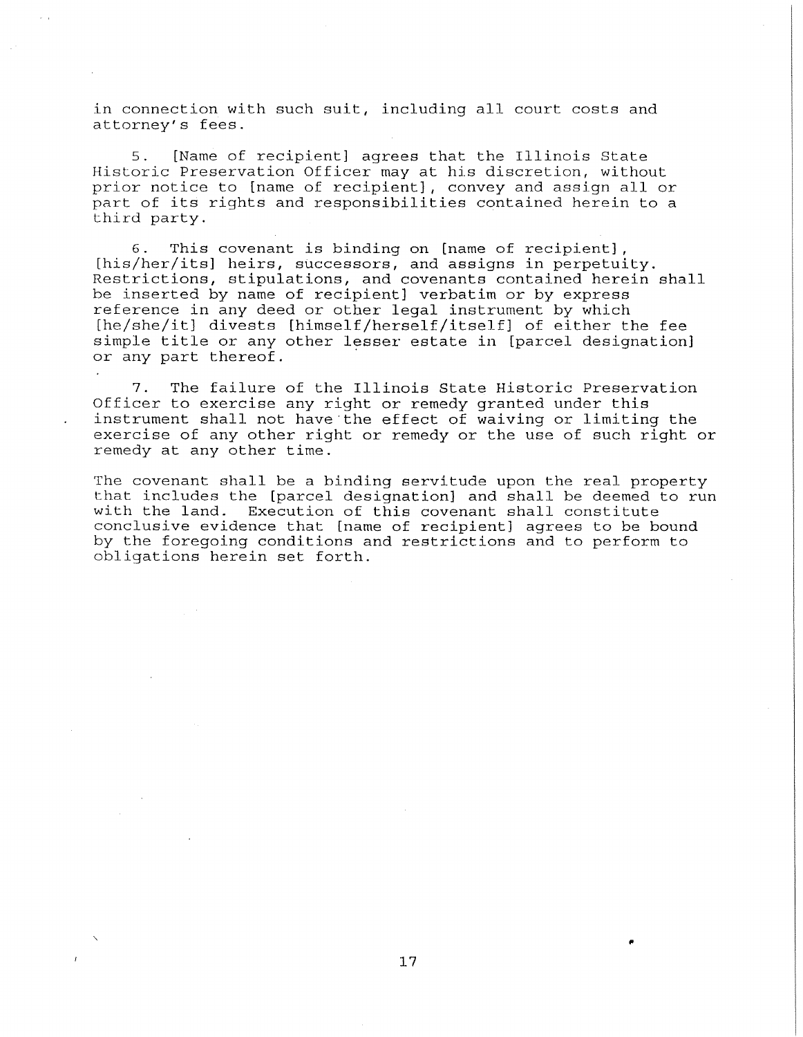in connection with such suit, including all court costs and attorney's fees.

5. [Name of recipient] agrees that the Illinois State Historic Preservation Officer may at his discretion, without prior notice to [name of recipient], convey and assign all or part of its rights and responsibilities contained herein to a third party.

6. This covenant is binding on [name of recipient], [his/her/its] heirs, successors, and assigns in perpetuity. Restrictions, stipulations, and covenants contained herein shall be inserted by name of recipient] verbatim or by express reference in any deed or other legal instrument by which [he/she/it] divests [himself/herself/itself] of either the fee simple title or any other lesser estate in [parcel designation] or any part thereof.

7. The failure of the Illinois State Historic Preservation Officer to exercise any right or remedy granted under this instrument shall not have the effect of waiving or limiting the exercise of any other right or remedy or the use of such right or remedy at any other time.

The covenant shall be a binding servitude upon the real property that includes the [parcel designation] and shall be deemed to run with the land. Execution of this covenant shall constitute conclusive evidence that [name of recipient] agrees to be bound by the foregoing conditions and restrictions and to perform to obligations herein set forth.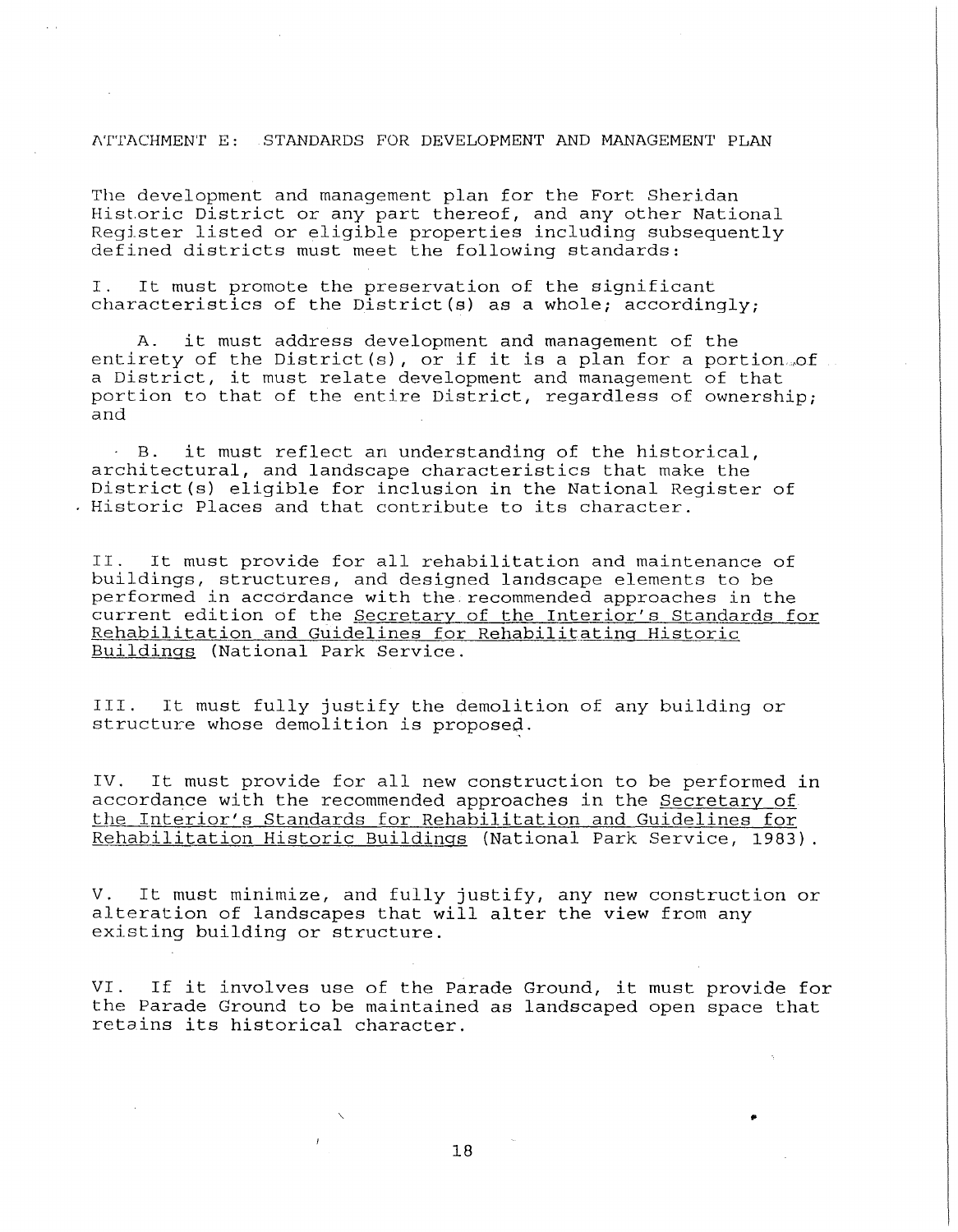ATTACHMENT E: STANDARDS FOR DEVELOPMENT AND MANAGEMENT PLAN

The development and management plan for the Fort Sheridan Historic District or any part thereof, and any other National Register listed or eligible properties including subsequently defined districts must meet the following standards:

I. It must promote the preservation of the significant characteristics of the District(s) as a whole; accordingly;

A. it must address development and management of the entirety of the District(s), or if it is a plan for a portion of a District, it must relate development and management of that portion to that of the entire District, regardless of ownership; and

B. it must reflect an understanding of the historical, architectural, and landscape characteristics that make the District(s) eligible for inclusion in the National Register of Historic Places and that contribute to its character.

II. It must provide for all rehabilitation and maintenance of buildings, structures, and designed landscape elements to be performed in accordance with the recommended approaches in the current edition of the Secretary of the Interior's Standards for Rehabilitation and Guidelines for Rehabilitating Historic Buildings (National Park Service.

III. It must fully justify the demolition of any building or structure whose demolition is proposed.

IV. It must provide for all new construction to be performed in accordance with the recommended approaches in the Secretary of the Interior's Standards for Rehabilitation and Guidelines for Rehabilitation Historic Buildings (National Park Service, 1983).

V. It must minimize, and fully justify, any new construction or alteration of landscapes that will alter the view from any existing building or structure.

VI. If it involves use of the Parade Ground, it must provide for the Parade Ground to be maintained as landscaped open space that retains its historical character.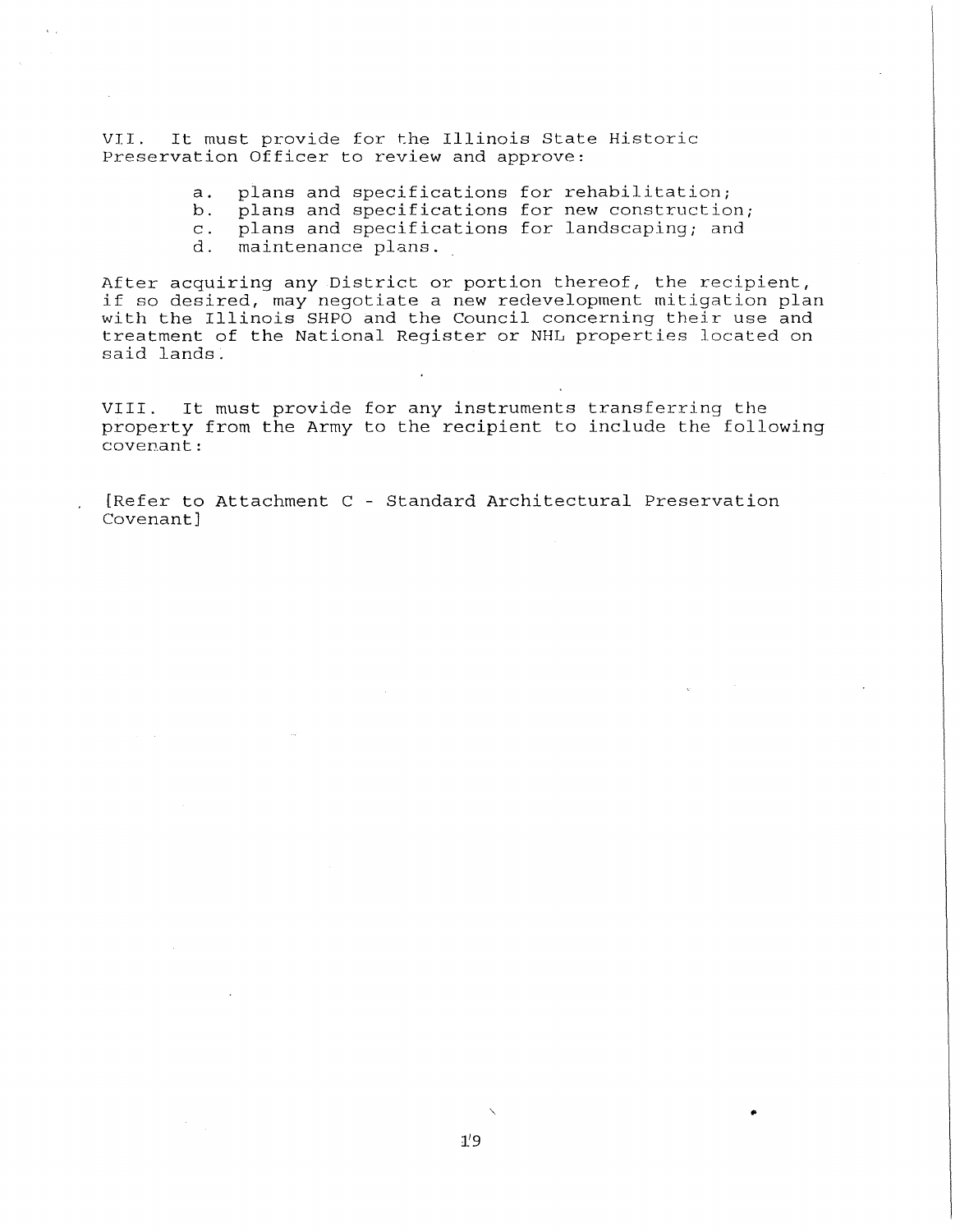VII. It must provide for the Illinois State Historic Preservation Officer to review and approve:

a. plans and specifications for rehabilitation;
b. plans and specifications for new construction;
c. plans and specifications for landscaping; and
d. maintenance plans.

After acquiring any District or portion thereof, the recipient, if so desired, may negotiate a new redevelopment mitigation plan with the Illinois SHPO and the Council concerning their use and treatment of the National Register or NHL properties located on said lands.

VIII. It must provide for any instruments transferring the property from the Army to the recipient to include the following covenant:

[Refer to Attachment C - Standard Architectural Preservation Covenant]